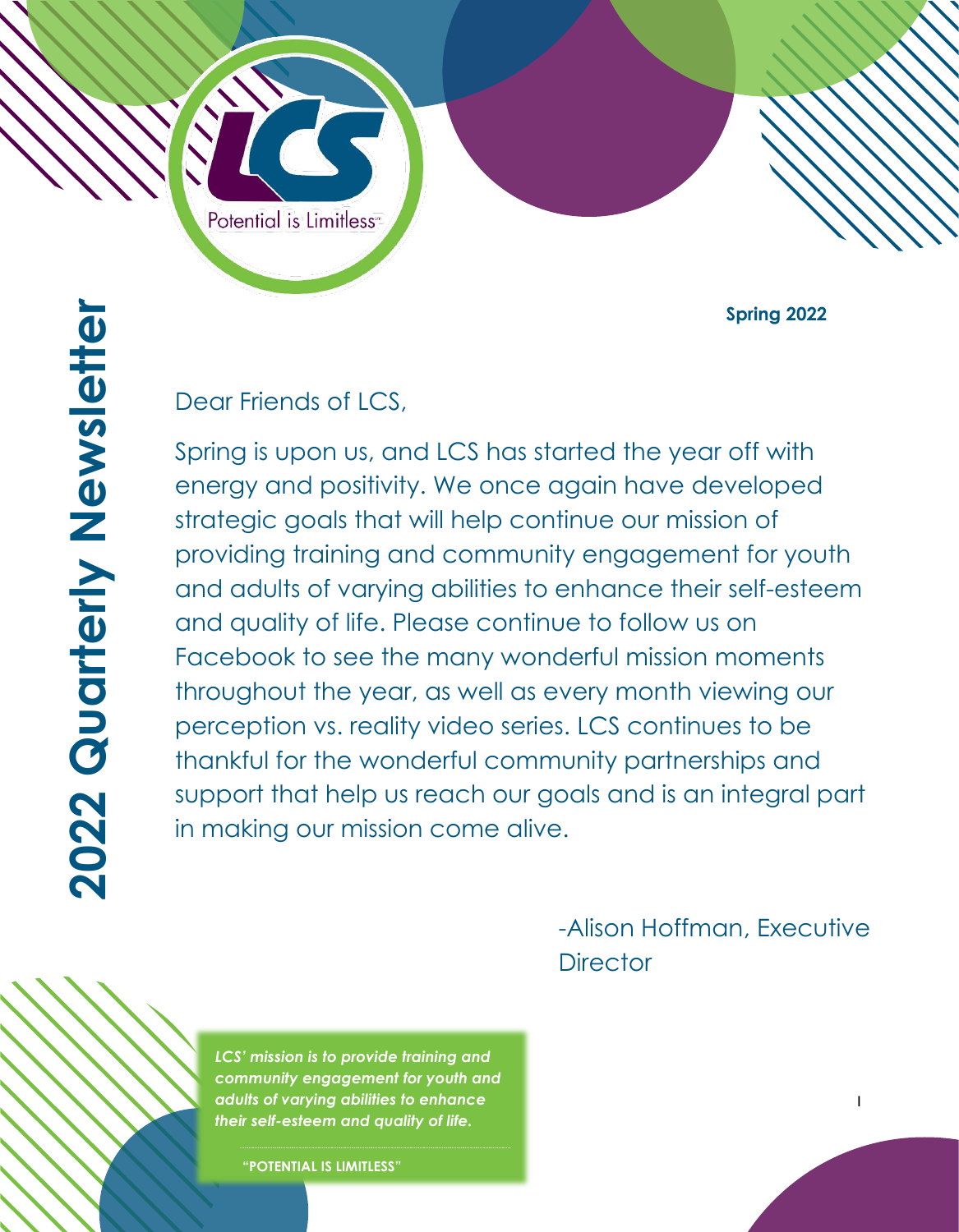# 2022 Quarterly Newsletter

**Spring 2022**

Dear Friends of LCS,

Spring is upon us, and LCS has started the year off with energy and positivity. We once again have developed strategic goals that will help continue our mission of providing training and community engagement for youth and adults of varying abilities to enhance their self-esteem and quality of life. Please continue to follow us on Facebook to see the many wonderful mission moments throughout the year, as well as every month viewing our perception vs. reality video series. LCS continues to be thankful for the wonderful community partnerships and support that help us reach our goals and is an integral part in making our mission come alive.

-Alison Hoffman, Executive Director

***LCS' mission is to provide training and community engagement for youth and adults of varying abilities to enhance their self-esteem and quality of life.***

**"POTENTIAL IS LIMITLESS"**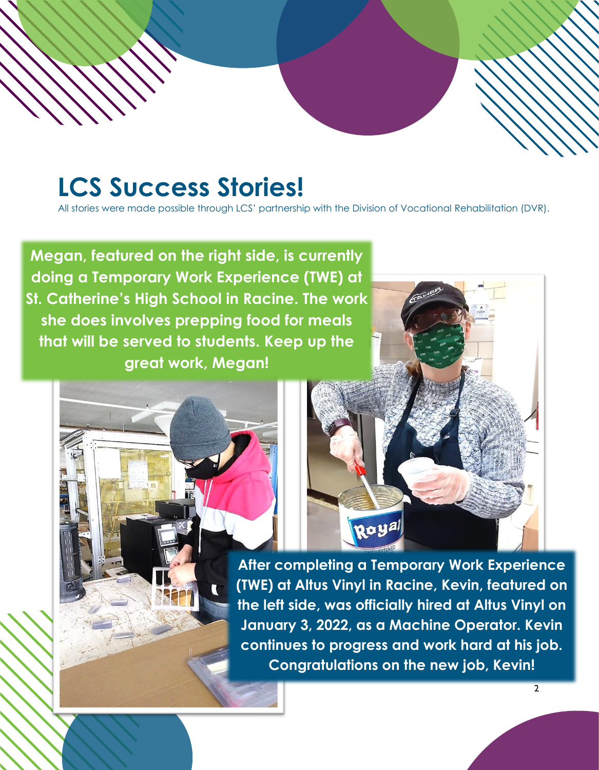# LCS Success Stories!

All stories were made possible through LCS' partnership with the Division of Vocational Rehabilitation (DVR).

**Megan, featured on the right side, is currently doing a Temporary Work Experience (TWE) at St. Catherine's High School in Racine. The work she does involves prepping food for meals that will be served to students. Keep up the great work, Megan!**

**After completing a Temporary Work Experience (TWE) at Altus Vinyl in Racine, Kevin, featured on the left side, was officially hired at Altus Vinyl on January 3, 2022, as a Machine Operator. Kevin continues to progress and work hard at his job. Congratulations on the new job, Kevin!**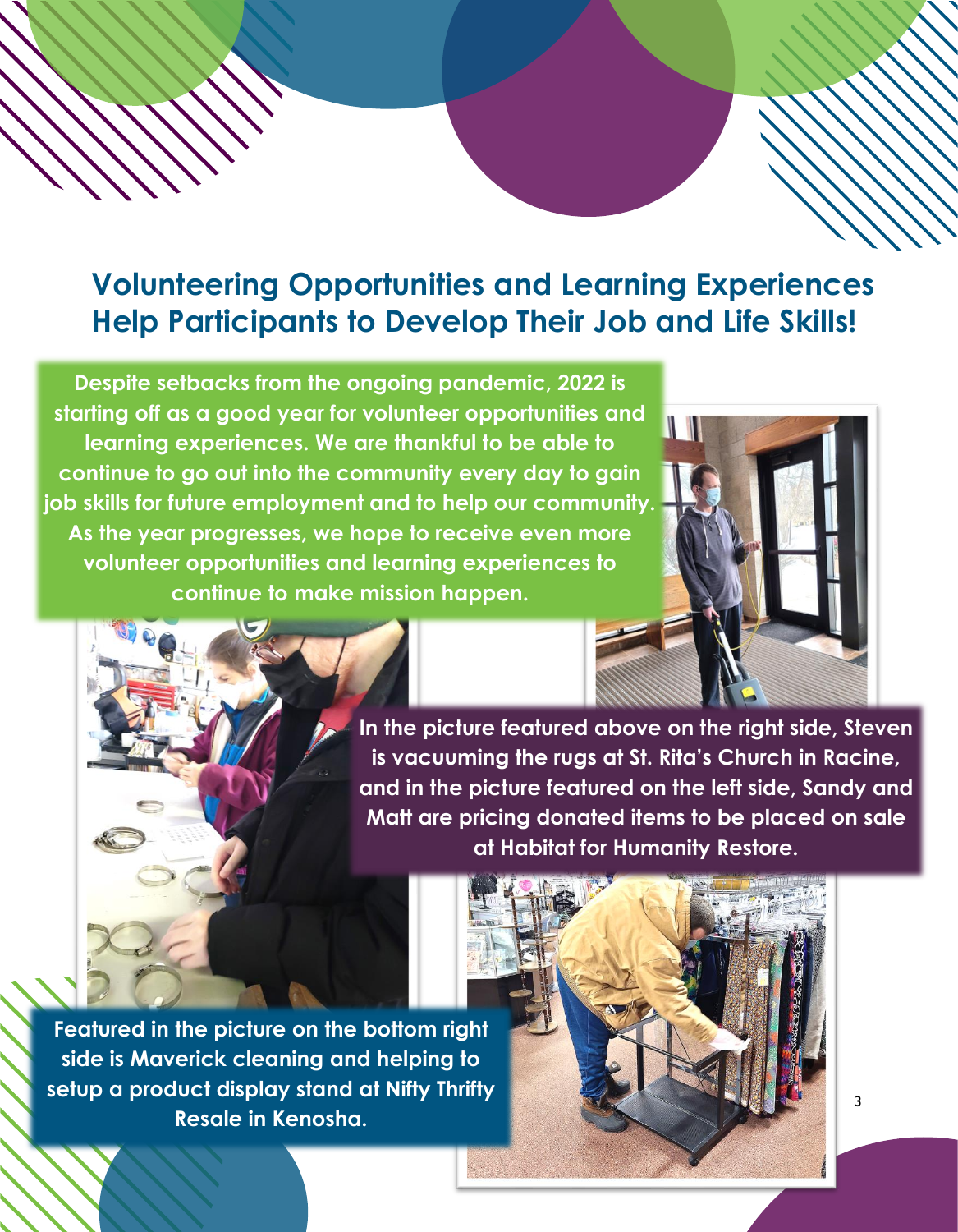## Volunteering Opportunities and Learning Experiences Help Participants to Develop Their Job and Life Skills!

**Despite setbacks from the ongoing pandemic, 2022 is starting off as a good year for volunteer opportunities and learning experiences. We are thankful to be able to continue to go out into the community every day to gain job skills for future employment and to help our community. As the year progresses, we hope to receive even more volunteer opportunities and learning experiences to continue to make mission happen.**

**In the picture featured above on the right side, Steven is vacuuming the rugs at St. Rita's Church in Racine, and in the picture featured on the left side, Sandy and Matt are pricing donated items to be placed on sale at Habitat for Humanity Restore.**

**Featured in the picture on the bottom right side is Maverick cleaning and helping to setup a product display stand at Nifty Thrifty Resale in Kenosha.**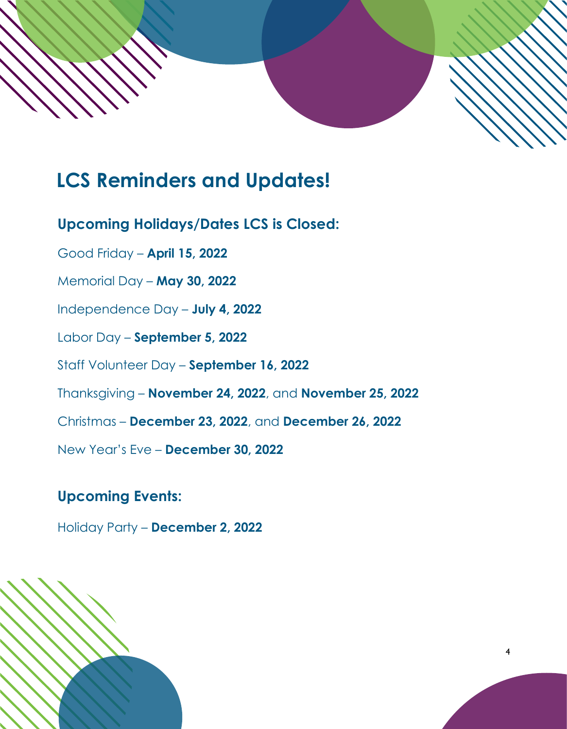# LCS Reminders and Updates!

## Upcoming Holidays/Dates LCS is Closed:

Good Friday – **April 15, 2022**

Memorial Day – **May 30, 2022**

Independence Day – **July 4, 2022**

Labor Day – **September 5, 2022**

Staff Volunteer Day – **September 16, 2022**

Thanksgiving – **November 24, 2022**, and **November 25, 2022**

Christmas – **December 23, 2022**, and **December 26, 2022**

New Year's Eve – **December 30, 2022**

## Upcoming Events:

Holiday Party – **December 2, 2022**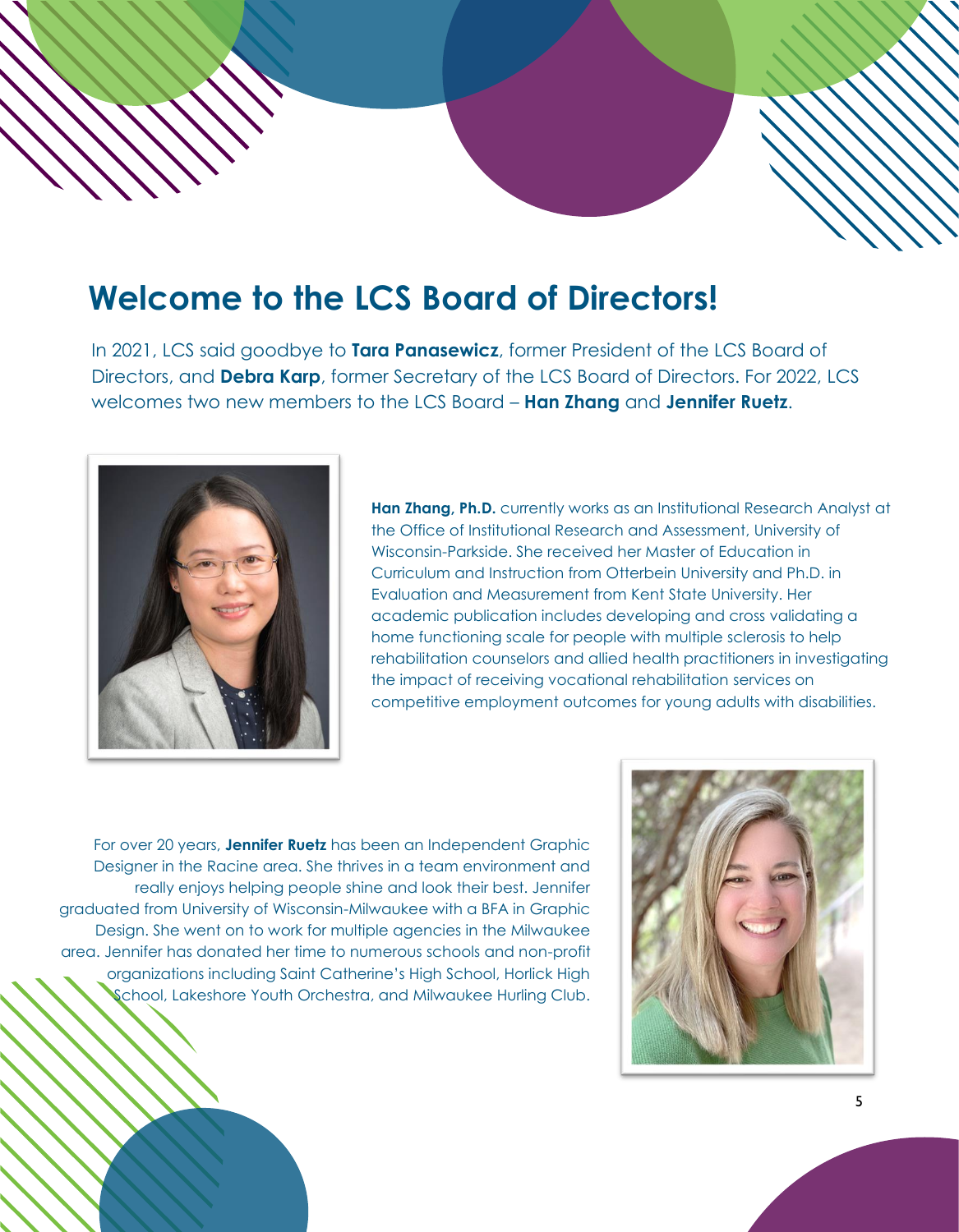# Welcome to the LCS Board of Directors!

In 2021, LCS said goodbye to **Tara Panasewicz**, former President of the LCS Board of Directors, and **Debra Karp**, former Secretary of the LCS Board of Directors. For 2022, LCS welcomes two new members to the LCS Board – **Han Zhang** and **Jennifer Ruetz**.

**Han Zhang, Ph.D.** currently works as an Institutional Research Analyst at the Office of Institutional Research and Assessment, University of Wisconsin-Parkside. She received her Master of Education in Curriculum and Instruction from Otterbein University and Ph.D. in Evaluation and Measurement from Kent State University. Her academic publication includes developing and cross validating a home functioning scale for people with multiple sclerosis to help rehabilitation counselors and allied health practitioners in investigating the impact of receiving vocational rehabilitation services on competitive employment outcomes for young adults with disabilities.

For over 20 years, **Jennifer Ruetz** has been an Independent Graphic Designer in the Racine area. She thrives in a team environment and really enjoys helping people shine and look their best. Jennifer graduated from University of Wisconsin-Milwaukee with a BFA in Graphic Design. She went on to work for multiple agencies in the Milwaukee area. Jennifer has donated her time to numerous schools and non-profit organizations including Saint Catherine's High School, Horlick High School, Lakeshore Youth Orchestra, and Milwaukee Hurling Club.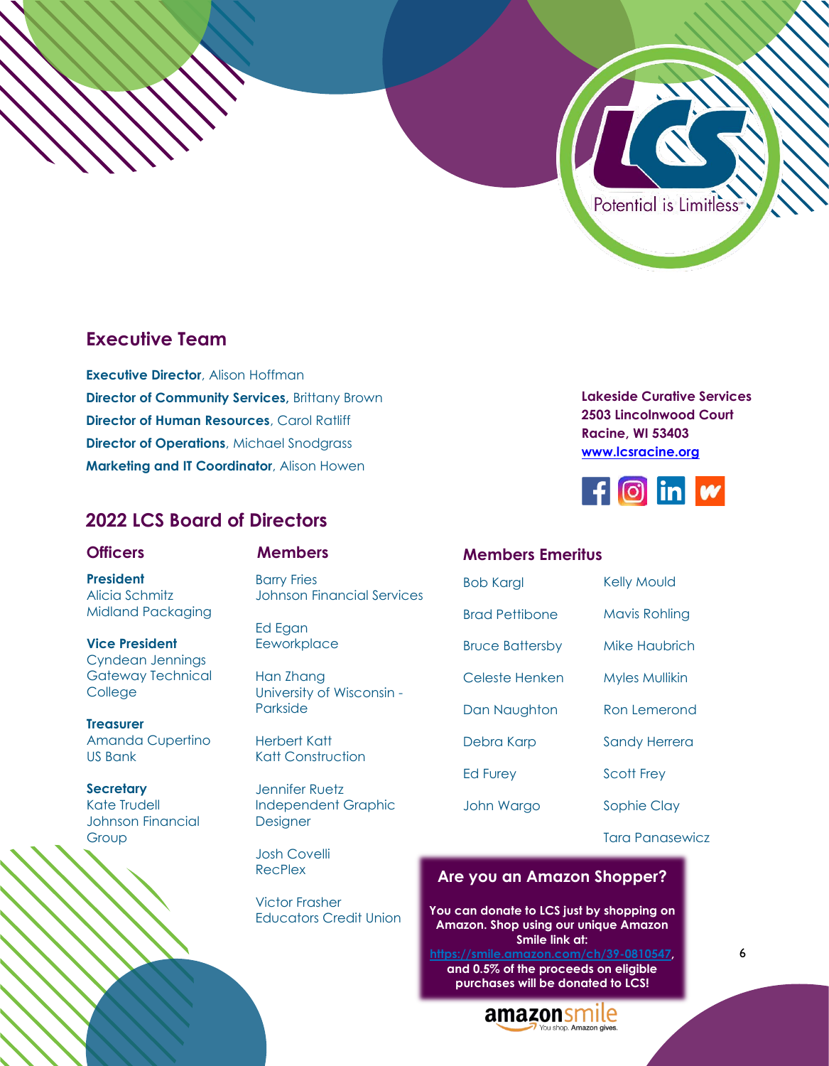## Executive Team

**Executive Director**, Alison Hoffman
**Director of Community Services,** Brittany Brown
**Director of Human Resources**, Carol Ratliff
**Director of Operations**, Michael Snodgrass
**Marketing and IT Coordinator**, Alison Howen

**Lakeside Curative Services**
**2503 Lincolnwood Court**
**Racine, WI 53403**
**[www.lcsracine.org](http://www.lcsracine.org)**

## 2022 LCS Board of Directors

### Officers

**President**
Alicia Schmitz
Midland Packaging

**Vice President**
Cyndean Jennings
Gateway Technical College

**Treasurer**
Amanda Cupertino
US Bank

**Secretary**
Kate Trudell
Johnson Financial Group

### Members

Barry Fries
Johnson Financial Services

Ed Egan
Eeworkplace

Han Zhang
University of Wisconsin - Parkside

Herbert Katt
Katt Construction

Jennifer Ruetz
Independent Graphic Designer

Josh Covelli
RecPlex

Victor Frasher
Educators Credit Union

### Members Emeritus

Bob Kargl
Brad Pettibone
Bruce Battersby
Celeste Henken
Dan Naughton
Debra Karp
Ed Furey
John Wargo
Kelly Mould
Mavis Rohling
Mike Haubrich
Myles Mullikin
Ron Lemerond
Sandy Herrera
Scott Frey
Sophie Clay
Tara Panasewicz

### Are you an Amazon Shopper?

**You can donate to LCS just by shopping on Amazon. Shop using our unique Amazon Smile link at: [https://smile.amazon.com/ch/39-0810547](https://smile.amazon.com/ch/39-0810547), and 0.5% of the proceeds on eligible purchases will be donated to LCS!**

amazonsmile
You shop. Amazon gives.